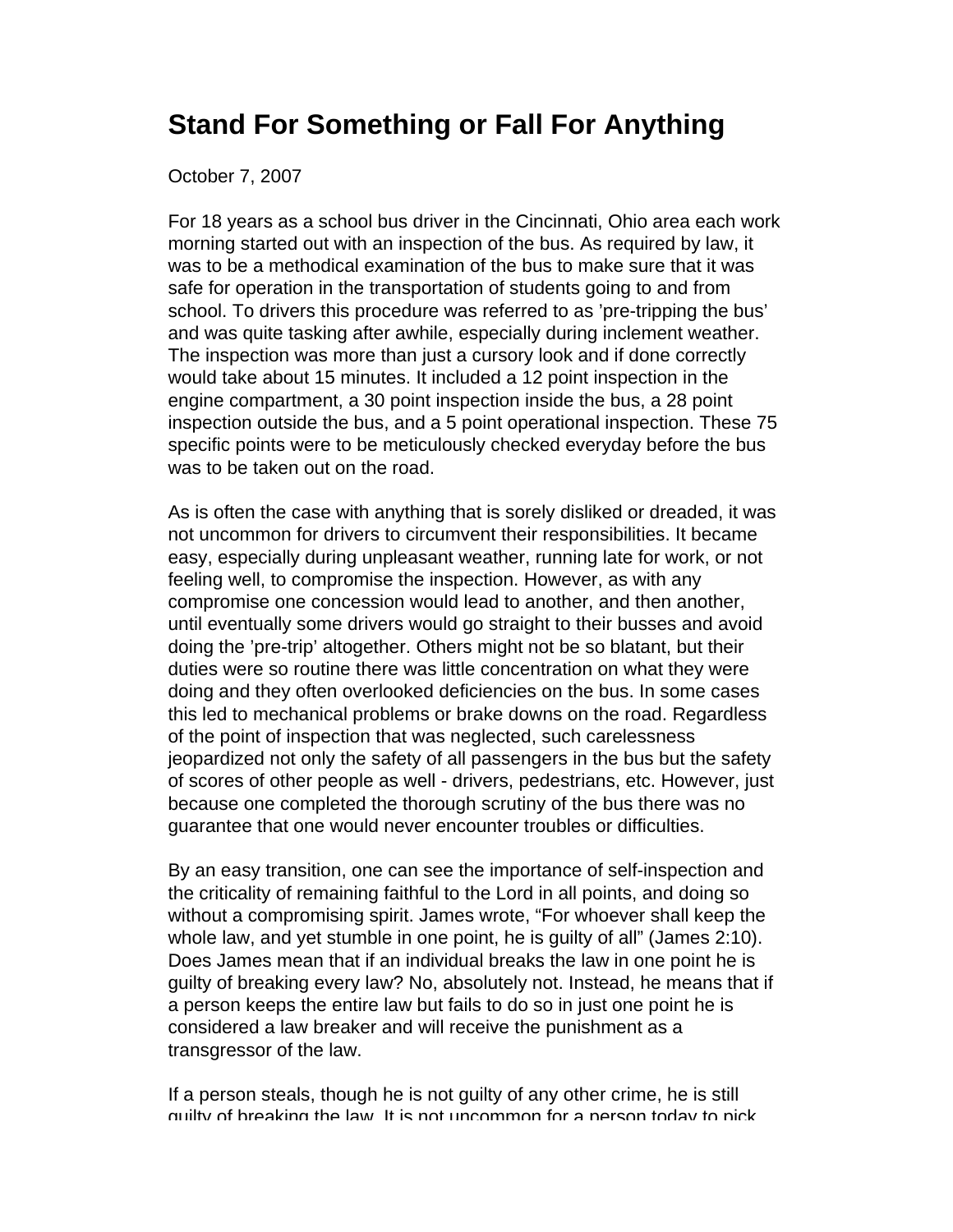# Stand For Something or Fall For Anything

October 7, 2007

For 18 years as a school bus driver in the Cincinnati, Ohio area each work morning started out with an inspection of the bus. As required by law, it was to be a methodical examination of the bus to make sure that it was safe for operation in the transportation of students going to and from school. To drivers this procedure was referred to as 'pre-tripping the bus' and was quite tasking after awhile, especially during inclement weather. The inspection was more than just a cursory look and if done correctly would take about 15 minutes. It included a 12 point inspection in the engine compartment, a 30 point inspection inside the bus, a 28 point inspection outside the bus, and a 5 point operational inspection. These 75 specific points were to be meticulously checked everyday before the bus was to be taken out on the road.

As is often the case with anything that is sorely disliked or dreaded, it was not uncommon for drivers to circumvent their responsibilities. It became easy, especially during unpleasant weather, running late for work, or not feeling well, to compromise the inspection. However, as with any compromise one concession would lead to another, and then another, until eventually some drivers would go straight to their busses and avoid doing the 'pre-trip' altogether. Others might not be so blatant, but their duties were so routine there was little concentration on what they were doing and they often overlooked deficiencies on the bus. In some cases this led to mechanical problems or brake downs on the road. Regardless of the point of inspection that was neglected, such carelessness jeopardized not only the safety of all passengers in the bus but the safety of scores of other people as well - drivers, pedestrians, etc. However, just because one completed the thorough scrutiny of the bus there was no guarantee that one would never encounter troubles or difficulties.

By an easy transition, one can see the importance of self-inspection and the criticality of remaining faithful to the Lord in all points, and doing so without a compromising spirit. James wrote, "For whoever shall keep the whole law, and yet stumble in one point, he is guilty of all" (James 2:10). Does James mean that if an individual breaks the law in one point he is guilty of breaking every law? No, absolutely not. Instead, he means that if a person keeps the entire law but fails to do so in just one point he is considered a law breaker and will receive the punishment as a transgressor of the law.

If a person steals, though he is not guilty of any other crime, he is still guilty of breaking the law. It is not uncommon for a person today to pick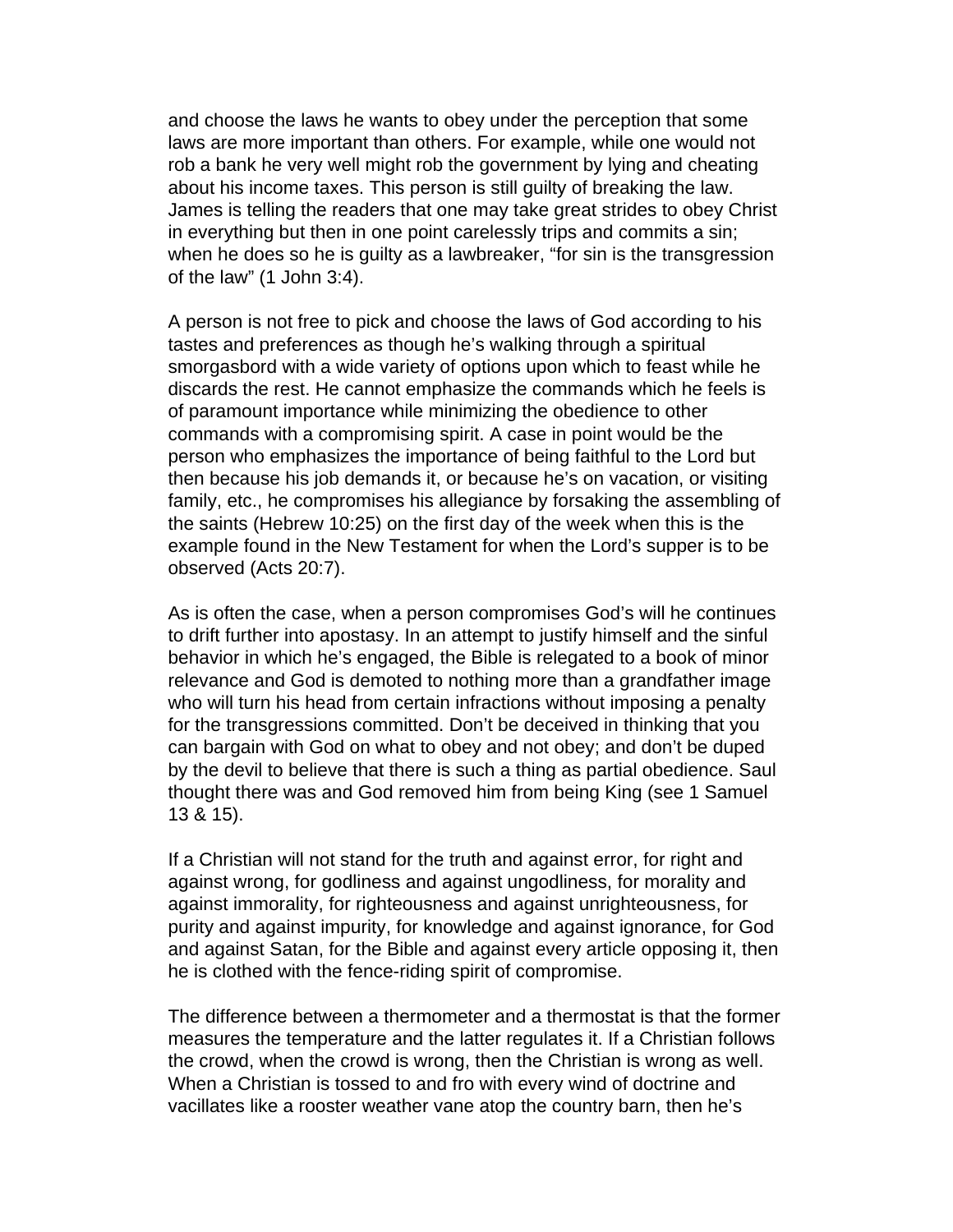and choose the laws he wants to obey under the perception that some laws are more important than others. For example, while one would not rob a bank he very well might rob the government by lying and cheating about his income taxes. This person is still guilty of breaking the law. James is telling the readers that one may take great strides to obey Christ in everything but then in one point carelessly trips and commits a sin; when he does so he is guilty as a lawbreaker, "for sin is the transgression of the law" (1 John 3:4).

A person is not free to pick and choose the laws of God according to his tastes and preferences as though he's walking through a spiritual smorgasbord with a wide variety of options upon which to feast while he discards the rest. He cannot emphasize the commands which he feels is of paramount importance while minimizing the obedience to other commands with a compromising spirit. A case in point would be the person who emphasizes the importance of being faithful to the Lord but then because his job demands it, or because he's on vacation, or visiting family, etc., he compromises his allegiance by forsaking the assembling of the saints (Hebrew 10:25) on the first day of the week when this is the example found in the New Testament for when the Lord's supper is to be observed (Acts 20:7).

As is often the case, when a person compromises God's will he continues to drift further into apostasy. In an attempt to justify himself and the sinful behavior in which he's engaged, the Bible is relegated to a book of minor relevance and God is demoted to nothing more than a grandfather image who will turn his head from certain infractions without imposing a penalty for the transgressions committed. Don't be deceived in thinking that you can bargain with God on what to obey and not obey; and don't be duped by the devil to believe that there is such a thing as partial obedience. Saul thought there was and God removed him from being King (see 1 Samuel 13 & 15).

If a Christian will not stand for the truth and against error, for right and against wrong, for godliness and against ungodliness, for morality and against immorality, for righteousness and against unrighteousness, for purity and against impurity, for knowledge and against ignorance, for God and against Satan, for the Bible and against every article opposing it, then he is clothed with the fence-riding spirit of compromise.

The difference between a thermometer and a thermostat is that the former measures the temperature and the latter regulates it. If a Christian follows the crowd, when the crowd is wrong, then the Christian is wrong as well. When a Christian is tossed to and fro with every wind of doctrine and vacillates like a rooster weather vane atop the country barn, then he's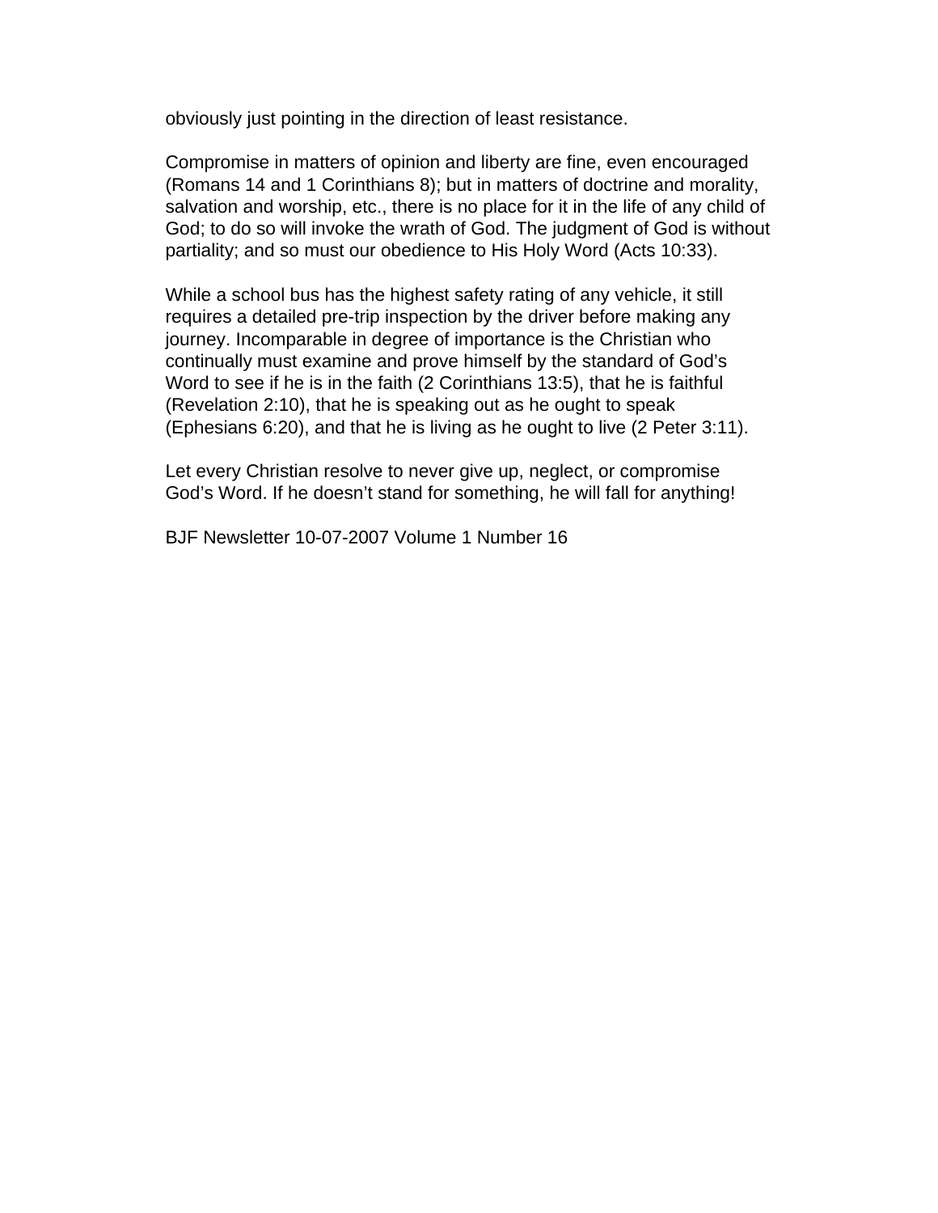obviously just pointing in the direction of least resistance.

Compromise in matters of opinion and liberty are fine, even encouraged (Romans 14 and 1 Corinthians 8); but in matters of doctrine and morality, salvation and worship, etc., there is no place for it in the life of any child of God; to do so will invoke the wrath of God. The judgment of God is without partiality; and so must our obedience to His Holy Word (Acts 10:33).

While a school bus has the highest safety rating of any vehicle, it still requires a detailed pre-trip inspection by the driver before making any journey. Incomparable in degree of importance is the Christian who continually must examine and prove himself by the standard of God's Word to see if he is in the faith (2 Corinthians 13:5), that he is faithful (Revelation 2:10), that he is speaking out as he ought to speak (Ephesians 6:20), and that he is living as he ought to live (2 Peter 3:11).

Let every Christian resolve to never give up, neglect, or compromise God's Word. If he doesn't stand for something, he will fall for anything!

BJF Newsletter 10-07-2007 Volume 1 Number 16